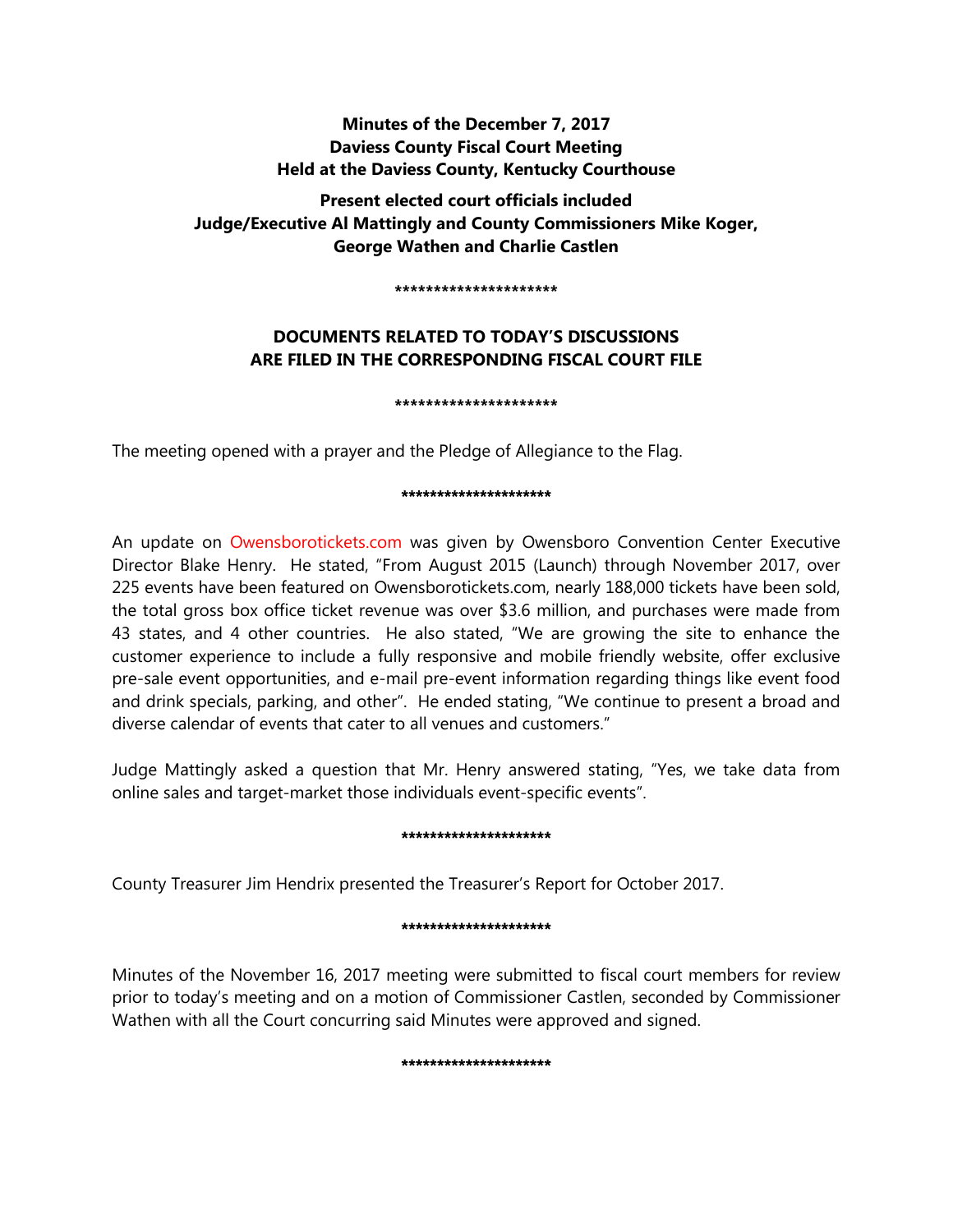**Minutes of the December 7, 2017**
**Daviess County Fiscal Court Meeting**
**Held at the Daviess County, Kentucky Courthouse**

**Present elected court officials included**
**Judge/Executive Al Mattingly and County Commissioners Mike Koger, George Wathen and Charlie Castlen**

*********************

**DOCUMENTS RELATED TO TODAY'S DISCUSSIONS ARE FILED IN THE CORRESPONDING FISCAL COURT FILE**

*********************

The meeting opened with a prayer and the Pledge of Allegiance to the Flag.

*********************

An update on Owensborotickets.com was given by Owensboro Convention Center Executive Director Blake Henry. He stated, "From August 2015 (Launch) through November 2017, over 225 events have been featured on Owensborotickets.com, nearly 188,000 tickets have been sold, the total gross box office ticket revenue was over $3.6 million, and purchases were made from 43 states, and 4 other countries. He also stated, "We are growing the site to enhance the customer experience to include a fully responsive and mobile friendly website, offer exclusive pre-sale event opportunities, and e-mail pre-event information regarding things like event food and drink specials, parking, and other". He ended stating, "We continue to present a broad and diverse calendar of events that cater to all venues and customers."

Judge Mattingly asked a question that Mr. Henry answered stating, "Yes, we take data from online sales and target-market those individuals event-specific events".

*********************

County Treasurer Jim Hendrix presented the Treasurer's Report for October 2017.

*********************

Minutes of the November 16, 2017 meeting were submitted to fiscal court members for review prior to today's meeting and on a motion of Commissioner Castlen, seconded by Commissioner Wathen with all the Court concurring said Minutes were approved and signed.

*********************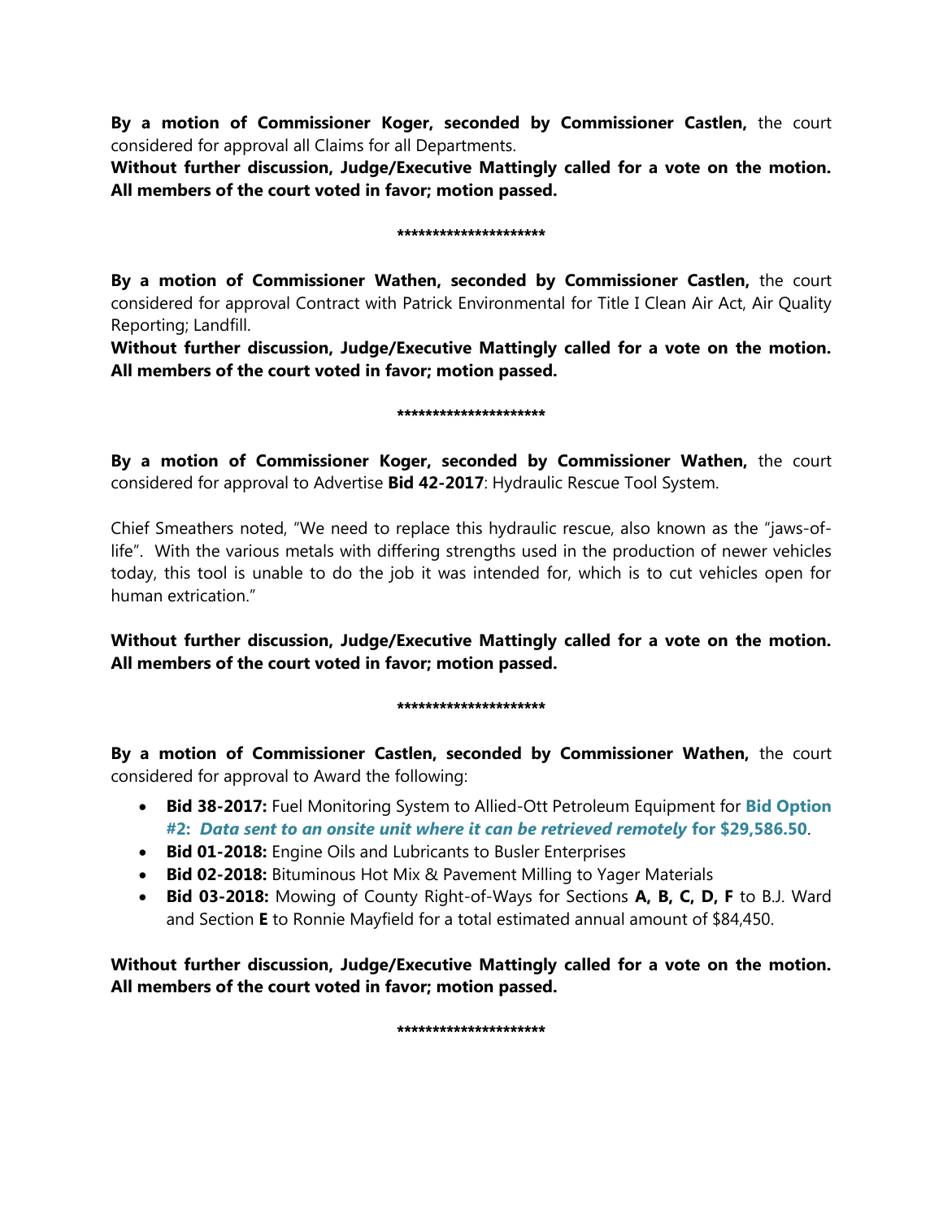**By a motion of Commissioner Koger, seconded by Commissioner Castlen,** the court considered for approval all Claims for all Departments.

**Without further discussion, Judge/Executive Mattingly called for a vote on the motion. All members of the court voted in favor; motion passed.**

**********************

**By a motion of Commissioner Wathen, seconded by Commissioner Castlen,** the court considered for approval Contract with Patrick Environmental for Title I Clean Air Act, Air Quality Reporting; Landfill.

**Without further discussion, Judge/Executive Mattingly called for a vote on the motion. All members of the court voted in favor; motion passed.**

**********************

**By a motion of Commissioner Koger, seconded by Commissioner Wathen,** the court considered for approval to Advertise **Bid 42-2017**: Hydraulic Rescue Tool System.

Chief Smeathers noted, "We need to replace this hydraulic rescue, also known as the "jaws-of-life". With the various metals with differing strengths used in the production of newer vehicles today, this tool is unable to do the job it was intended for, which is to cut vehicles open for human extrication."

**Without further discussion, Judge/Executive Mattingly called for a vote on the motion. All members of the court voted in favor; motion passed.**

**********************

**By a motion of Commissioner Castlen, seconded by Commissioner Wathen,** the court considered for approval to Award the following:

- **Bid 38-2017:** Fuel Monitoring System to Allied-Ott Petroleum Equipment for **Bid Option #2: *Data sent to an onsite unit where it can be retrieved remotely* for $29,586.50**.
- **Bid 01-2018:** Engine Oils and Lubricants to Busler Enterprises
- **Bid 02-2018:** Bituminous Hot Mix & Pavement Milling to Yager Materials
- **Bid 03-2018:** Mowing of County Right-of-Ways for Sections **A, B, C, D, F** to B.J. Ward and Section **E** to Ronnie Mayfield for a total estimated annual amount of $84,450.

**Without further discussion, Judge/Executive Mattingly called for a vote on the motion. All members of the court voted in favor; motion passed.**

**********************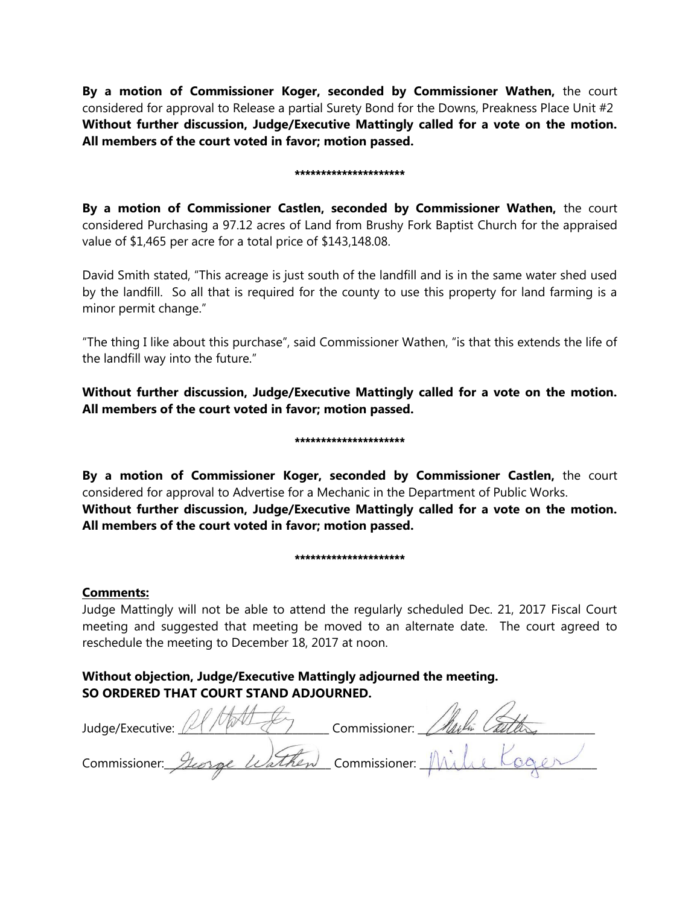**By a motion of Commissioner Koger, seconded by Commissioner Wathen,** the court considered for approval to Release a partial Surety Bond for the Downs, Preakness Place Unit #2
**Without further discussion, Judge/Executive Mattingly called for a vote on the motion. All members of the court voted in favor; motion passed.**

*********************

**By a motion of Commissioner Castlen, seconded by Commissioner Wathen,** the court considered Purchasing a 97.12 acres of Land from Brushy Fork Baptist Church for the appraised value of $1,465 per acre for a total price of $143,148.08.

David Smith stated, "This acreage is just south of the landfill and is in the same water shed used by the landfill. So all that is required for the county to use this property for land farming is a minor permit change."

"The thing I like about this purchase", said Commissioner Wathen, "is that this extends the life of the landfill way into the future."

**Without further discussion, Judge/Executive Mattingly called for a vote on the motion. All members of the court voted in favor; motion passed.**

*********************

**By a motion of Commissioner Koger, seconded by Commissioner Castlen,** the court considered for approval to Advertise for a Mechanic in the Department of Public Works.
**Without further discussion, Judge/Executive Mattingly called for a vote on the motion. All members of the court voted in favor; motion passed.**

*********************

**Comments:**
Judge Mattingly will not be able to attend the regularly scheduled Dec. 21, 2017 Fiscal Court meeting and suggested that meeting be moved to an alternate date. The court agreed to reschedule the meeting to December 18, 2017 at noon.

**Without objection, Judge/Executive Mattingly adjourned the meeting.**
**SO ORDERED THAT COURT STAND ADJOURNED.**

Judge/Executive: Al Mattingly Commissioner: Charlie Castlen

Commissioner: George Wathen Commissioner: Mike Koger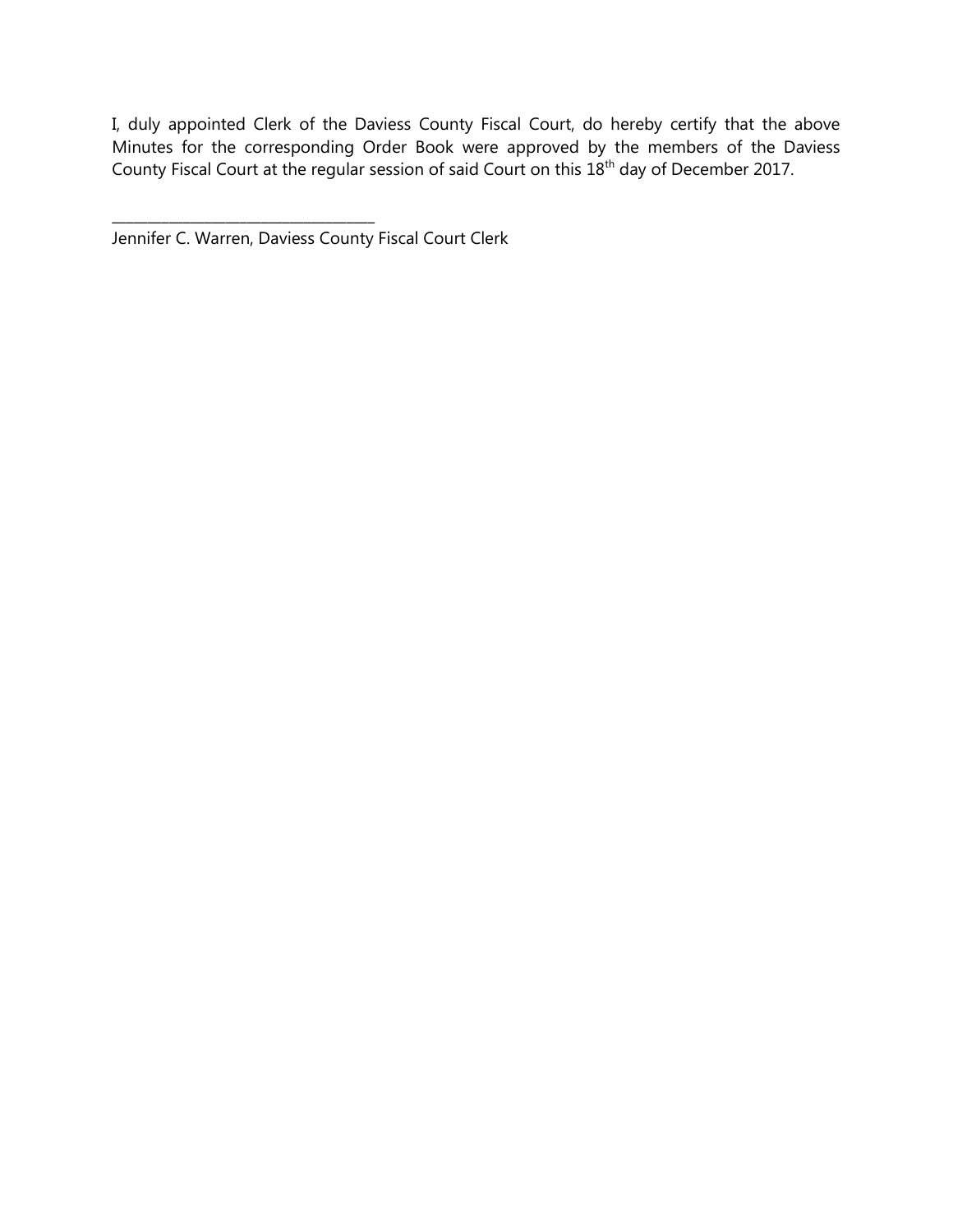I, duly appointed Clerk of the Daviess County Fiscal Court, do hereby certify that the above Minutes for the corresponding Order Book were approved by the members of the Daviess County Fiscal Court at the regular session of said Court on this 18th day of December 2017.

\_\_\_\_\_\_\_\_\_\_\_\_\_\_\_\_\_\_\_\_\_\_\_\_\_\_\_\_\_\_\_\_\_\_\_\_

Jennifer C. Warren, Daviess County Fiscal Court Clerk